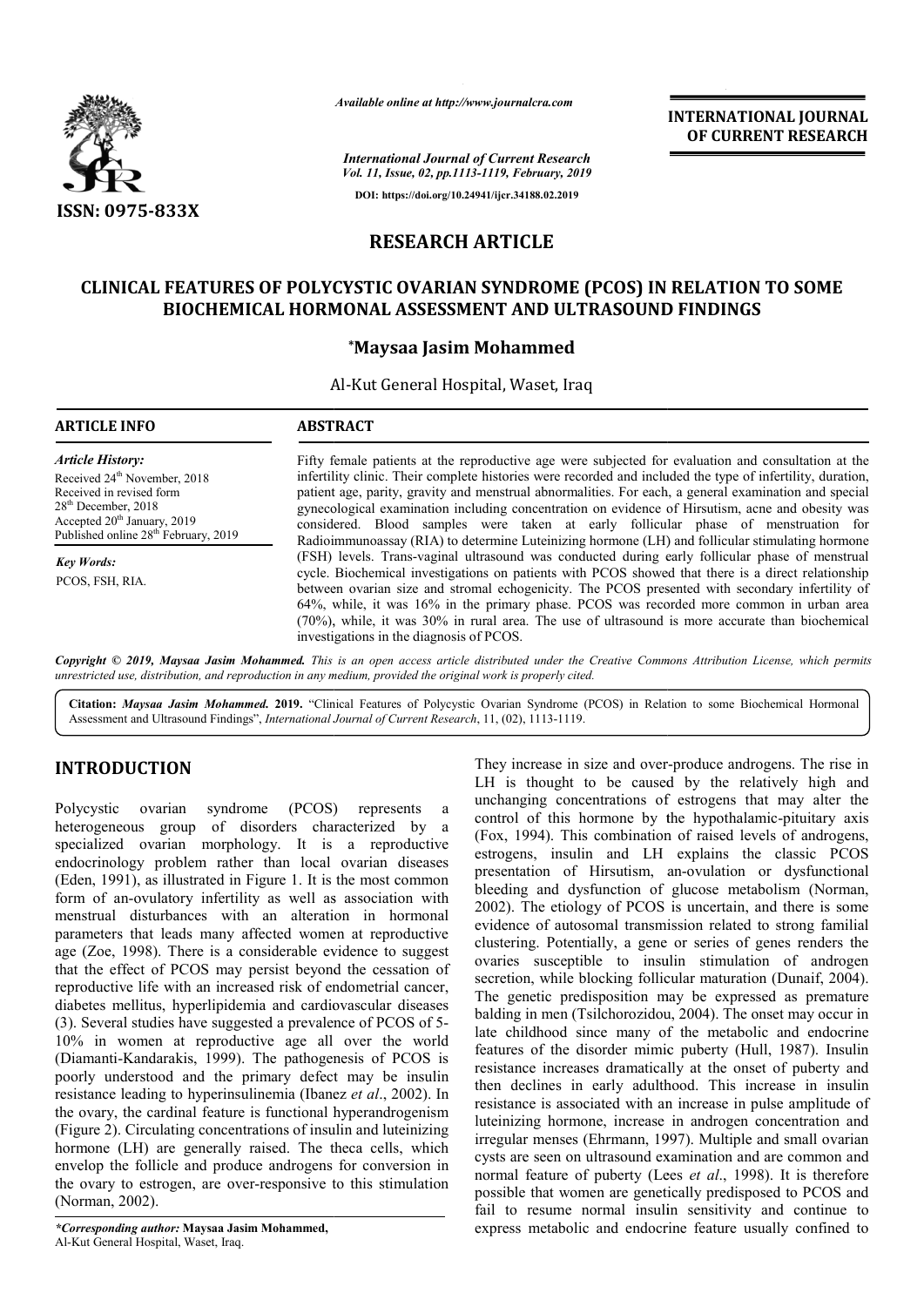*Available online at http://www.journalcra.com*

*International Journal of Current Research*
*Vol. 11, Issue, 02, pp.1113-1119, February, 2019*

**DOI: https://doi.org/10.24941/ijcr.34188.02.2019**

**INTERNATIONAL JOURNAL OF CURRENT RESEARCH**

ISSN: 0975-833X

# RESEARCH ARTICLE

## CLINICAL FEATURES OF POLYCYSTIC OVARIAN SYNDROME (PCOS) IN RELATION TO SOME BIOCHEMICAL HORMONAL ASSESSMENT AND ULTRASOUND FINDINGS

**\*Maysaa Jasim Mohammed**

Al-Kut General Hospital, Waset, Iraq

### ARTICLE INFO

*Article History:*
Received 24th November, 2018
Received in revised form
28th December, 2018
Accepted 20th January, 2019
Published online 28th February, 2019

*Key Words:*
PCOS, FSH, RIA.

### ABSTRACT

Fifty female patients at the reproductive age were subjected for evaluation and consultation at the infertility clinic. Their complete histories were recorded and included the type of infertility, duration, patient age, parity, gravity and menstrual abnormalities. For each, a general examination and special gynecological examination including concentration on evidence of Hirsutism, acne and obesity was considered. Blood samples were taken at early follicular phase of menstruation for Radioimmunoassay (RIA) to determine Luteinizing hormone (LH) and follicular stimulating hormone (FSH) levels. Trans-vaginal ultrasound was conducted during early follicular phase of menstrual cycle. Biochemical investigations on patients with PCOS showed that there is a direct relationship between ovarian size and stromal echogenicity. The PCOS presented with secondary infertility of 64%, while, it was 16% in the primary phase. PCOS was recorded more common in urban area (70%), while, it was 30% in rural area. The use of ultrasound is more accurate than biochemical investigations in the diagnosis of PCOS.

*Copyright © 2019, Maysaa Jasim Mohammed. This is an open access article distributed under the Creative Commons Attribution License, which permits unrestricted use, distribution, and reproduction in any medium, provided the original work is properly cited.*

**Citation:** *Maysaa Jasim Mohammed.* **2019.** "Clinical Features of Polycystic Ovarian Syndrome (PCOS) in Relation to some Biochemical Hormonal Assessment and Ultrasound Findings", *International Journal of Current Research*, 11, (02), 1113-1119.

## INTRODUCTION

Polycystic ovarian syndrome (PCOS) represents a heterogeneous group of disorders characterized by a specialized ovarian morphology. It is a reproductive endocrinology problem rather than local ovarian diseases (Eden, 1991), as illustrated in Figure 1. It is the most common form of an-ovulatory infertility as well as association with menstrual disturbances with an alteration in hormonal parameters that leads many affected women at reproductive age (Zoe, 1998). There is a considerable evidence to suggest that the effect of PCOS may persist beyond the cessation of reproductive life with an increased risk of endometrial cancer, diabetes mellitus, hyperlipidemia and cardiovascular diseases (3). Several studies have suggested a prevalence of PCOS of 5-10% in women at reproductive age all over the world (Diamanti-Kandarakis, 1999). The pathogenesis of PCOS is poorly understood and the primary defect may be insulin resistance leading to hyperinsulinemia (Ibanez *et al*., 2002). In the ovary, the cardinal feature is functional hyperandrogenism (Figure 2). Circulating concentrations of insulin and luteinizing hormone (LH) are generally raised. The theca cells, which envelop the follicle and produce androgens for conversion in the ovary to estrogen, are over-responsive to this stimulation (Norman, 2002).

They increase in size and over-produce androgens. The rise in LH is thought to be caused by the relatively high and unchanging concentrations of estrogens that may alter the control of this hormone by the hypothalamic-pituitary axis (Fox, 1994). This combination of raised levels of androgens, estrogens, insulin and LH explains the classic PCOS presentation of Hirsutism, an-ovulation or dysfunctional bleeding and dysfunction of glucose metabolism (Norman, 2002). The etiology of PCOS is uncertain, and there is some evidence of autosomal transmission related to strong familial clustering. Potentially, a gene or series of genes renders the ovaries susceptible to insulin stimulation of androgen secretion, while blocking follicular maturation (Dunaif, 2004). The genetic predisposition may be expressed as premature balding in men (Tsilchorozidou, 2004). The onset may occur in late childhood since many of the metabolic and endocrine features of the disorder mimic puberty (Hull, 1987). Insulin resistance increases dramatically at the onset of puberty and then declines in early adulthood. This increase in insulin resistance is associated with an increase in pulse amplitude of luteinizing hormone, increase in androgen concentration and irregular menses (Ehrmann, 1997). Multiple and small ovarian cysts are seen on ultrasound examination and are common and normal feature of puberty (Lees *et al*., 1998). It is therefore possible that women are genetically predisposed to PCOS and fail to resume normal insulin sensitivity and continue to express metabolic and endocrine feature usually confined to

*\*Corresponding author:* **Maysaa Jasim Mohammed,**
Al-Kut General Hospital, Waset, Iraq.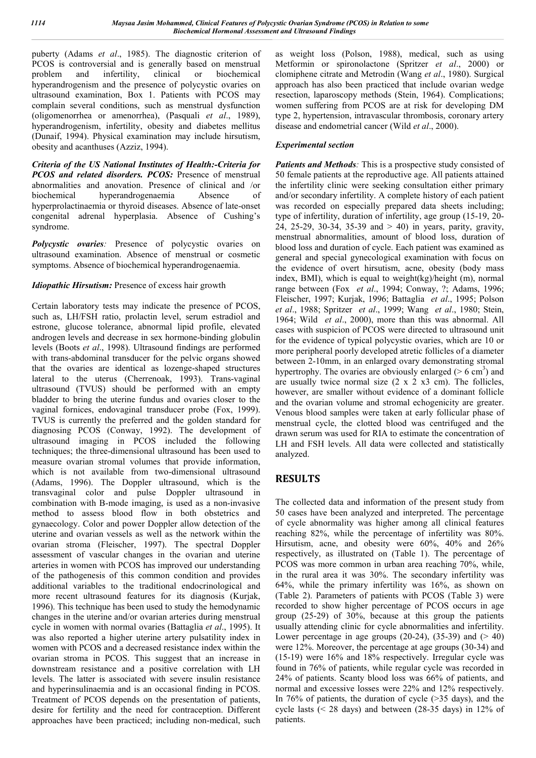puberty (Adams *et al*., 1985). The diagnostic criterion of PCOS is controversial and is generally based on menstrual problem and infertility, clinical or biochemical hyperandrogenism and the presence of polycystic ovaries on ultrasound examination, Box 1. Patients with PCOS may complain several conditions, such as menstrual dysfunction (oligomenorrhea or amenorrhea), (Pasquali *et al*., 1989), hyperandrogenism, infertility, obesity and diabetes mellitus (Dunaif, 1994). Physical examination may include hirsutism, obesity and acanthuses (Azziz, 1994).

***Criteria of the US National Institutes of Health:-Criteria for PCOS and related disorders. PCOS:*** Presence of menstrual abnormalities and anovation. Presence of clinical and /or biochemical hyperandrogenaemia Absence of hyperprolactinaemia or thyroid diseases. Absence of late-onset congenital adrenal hyperplasia. Absence of Cushing's syndrome.

***Polycystic ovaries:*** Presence of polycystic ovaries on ultrasound examination. Absence of menstrual or cosmetic symptoms. Absence of biochemical hyperandrogenaemia.

***Idiopathic Hirsutism:*** Presence of excess hair growth

Certain laboratory tests may indicate the presence of PCOS, such as, LH/FSH ratio, prolactin level, serum estradiol and estrone, glucose tolerance, abnormal lipid profile, elevated androgen levels and decrease in sex hormone-binding globulin levels (Boots *et al*., 1998). Ultrasound findings are performed with trans-abdominal transducer for the pelvic organs showed that the ovaries are identical as lozenge-shaped structures lateral to the uterus (Cherrenoak, 1993). Trans-vaginal ultrasound (TVUS) should be performed with an empty bladder to bring the uterine fundus and ovaries closer to the vaginal fornices, endovaginal transducer probe (Fox, 1999). TVUS is currently the preferred and the golden standard for diagnosing PCOS (Conway, 1992). The development of ultrasound imaging in PCOS included the following techniques; the three-dimensional ultrasound has been used to measure ovarian stromal volumes that provide information, which is not available from two-dimensional ultrasound (Adams, 1996). The Doppler ultrasound, which is the transvaginal color and pulse Doppler ultrasound in combination with B-mode imaging, is used as a non-invasive method to assess blood flow in both obstetrics and gynaecology. Color and power Doppler allow detection of the uterine and ovarian vessels as well as the network within the ovarian stroma (Fleischer, 1997). The spectral Doppler assessment of vascular changes in the ovarian and uterine arteries in women with PCOS has improved our understanding of the pathogenesis of this common condition and provides additional variables to the traditional endocrinological and more recent ultrasound features for its diagnosis (Kurjak, 1996). This technique has been used to study the hemodynamic changes in the uterine and/or ovarian arteries during menstrual cycle in women with normal ovaries (Battaglia *et al*., 1995). It was also reported a higher uterine artery pulsatility index in women with PCOS and a decreased resistance index within the ovarian stroma in PCOS. This suggest that an increase in downstream resistance and a positive correlation with LH levels. The latter is associated with severe insulin resistance and hyperinsulinaemia and is an occasional finding in PCOS. Treatment of PCOS depends on the presentation of patients, desire for fertility and the need for contraception. Different approaches have been practiced; including non-medical, such as weight loss (Polson, 1988), medical, such as using Metformin or spironolactone (Spritzer *et al*., 2000) or clomiphene citrate and Metrodin (Wang *et al*., 1980). Surgical approach has also been practiced that include ovarian wedge resection, laparoscopy methods (Stein, 1964). Complications; women suffering from PCOS are at risk for developing DM type 2, hypertension, intravascular thrombosis, coronary artery disease and endometrial cancer (Wild *et al*., 2000).

### *Experimental section*

***Patients and Methods:*** This is a prospective study consisted of 50 female patients at the reproductive age. All patients attained the infertility clinic were seeking consultation either primary and/or secondary infertility. A complete history of each patient was recorded on especially prepared data sheets including; type of infertility, duration of infertility, age group (15-19, 20-24, 25-29, 30-34, 35-39 and > 40) in years, parity, gravity, menstrual abnormalities, amount of blood loss, duration of blood loss and duration of cycle. Each patient was examined as general and special gynecological examination with focus on the evidence of overt hirsutism, acne, obesity (body mass index, BMI), which is equal to weight(kg)/height (m), normal range between (Fox *et al*., 1994; Conway, ?; Adams, 1996; Fleischer, 1997; Kurjak, 1996; Battaglia *et al*., 1995; Polson *et al*., 1988; Spritzer *et al*., 1999; Wang *et al*., 1980; Stein, 1964; Wild *et al*., 2000), more than this was abnormal. All cases with suspicion of PCOS were directed to ultrasound unit for the evidence of typical polycystic ovaries, which are 10 or more peripheral poorly developed atretic follicles of a diameter between 2-10mm, in an enlarged ovary demonstrating stromal hypertrophy. The ovaries are obviously enlarged (> 6 $cm^3$) and are usually twice normal size (2 x 2 x3 cm). The follicles, however, are smaller without evidence of a dominant follicle and the ovarian volume and stromal echogenicity are greater. Venous blood samples were taken at early follicular phase of menstrual cycle, the clotted blood was centrifuged and the drawn serum was used for RIA to estimate the concentration of LH and FSH levels. All data were collected and statistically analyzed.

## RESULTS

The collected data and information of the present study from 50 cases have been analyzed and interpreted. The percentage of cycle abnormality was higher among all clinical features reaching 82%, while the percentage of infertility was 80%. Hirsutism, acne, and obesity were 60%, 40% and 26% respectively, as illustrated on (Table 1). The percentage of PCOS was more common in urban area reaching 70%, while, in the rural area it was 30%. The secondary infertility was 64%, while the primary infertility was 16%, as shown on (Table 2). Parameters of patients with PCOS (Table 3) were recorded to show higher percentage of PCOS occurs in age group (25-29) of 30%, because at this group the patients usually attending clinic for cycle abnormalities and infertility. Lower percentage in age groups (20-24), (35-39) and (> 40) were 12%. Moreover, the percentage at age groups (30-34) and (15-19) were 16% and 18% respectively. Irregular cycle was found in 76% of patients, while regular cycle was recorded in 24% of patients. Scanty blood loss was 66% of patients, and normal and excessive losses were 22% and 12% respectively. In 76% of patients, the duration of cycle (>35 days), and the cycle lasts (< 28 days) and between (28-35 days) in 12% of patients.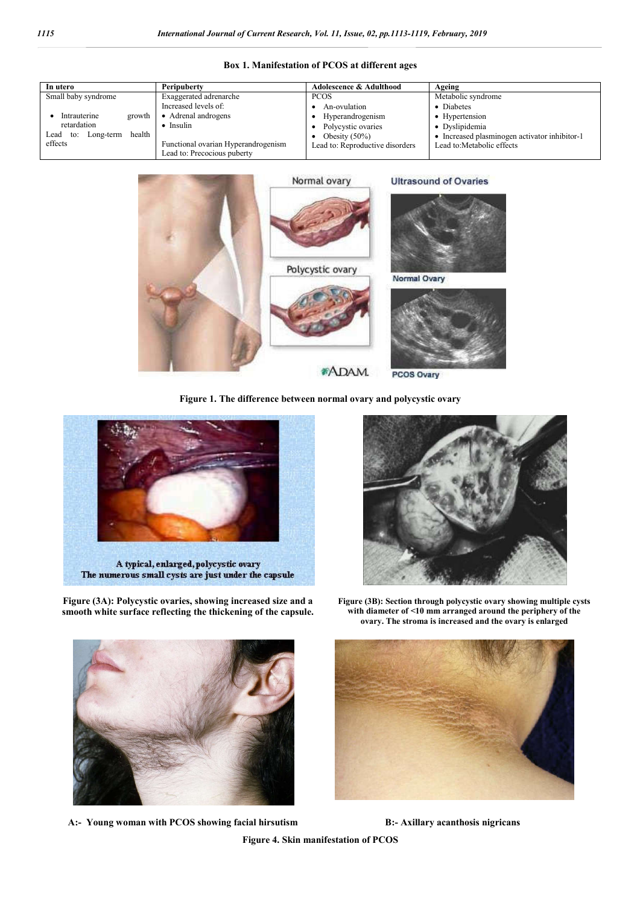**Box 1. Manifestation of PCOS at different ages**

| In utero | Peripuberty | Adolescence & Adulthood | Ageing |
|---|---|---|---|
| Small baby syndrome<br>• Intrauterine growth retardation<br>Lead to: Long-term health effects | Exaggerated adrenarche<br>Increased levels of:<br>• Adrenal androgens<br>• Insulin<br>Functional ovarian Hyperandrogenism<br>Lead to: Precocious puberty | PCOS<br>• An-ovulation<br>• Hyperandrogenism<br>• Polycystic ovaries<br>• Obesity (50%)<br>Lead to: Reproductive disorders | Metabolic syndrome<br>• Diabetes<br>• Hypertension<br>• Dyslipidemia<br>• Increased plasminogen activator inhibitor-1<br>Lead to:Metabolic effects |

Normal ovary

Polycystic ovary

Ultrasound of Ovaries

Normal Ovary

PCOS Ovary

ADAM.

**Figure 1. The difference between normal ovary and polycystic ovary**

A typical, enlarged, polycystic ovary
The numerous small cysts are just under the capsule

**Figure (3A): Polycystic ovaries, showing increased size and a smooth white surface reflecting the thickening of the capsule.**

**Figure (3B): Section through polycystic ovary showing multiple cysts with diameter of <10 mm arranged around the periphery of the ovary. The stroma is increased and the ovary is enlarged**

**A:- Young woman with PCOS showing facial hirsutism**

**B:- Axillary acanthosis nigricans**

**Figure 4. Skin manifestation of PCOS**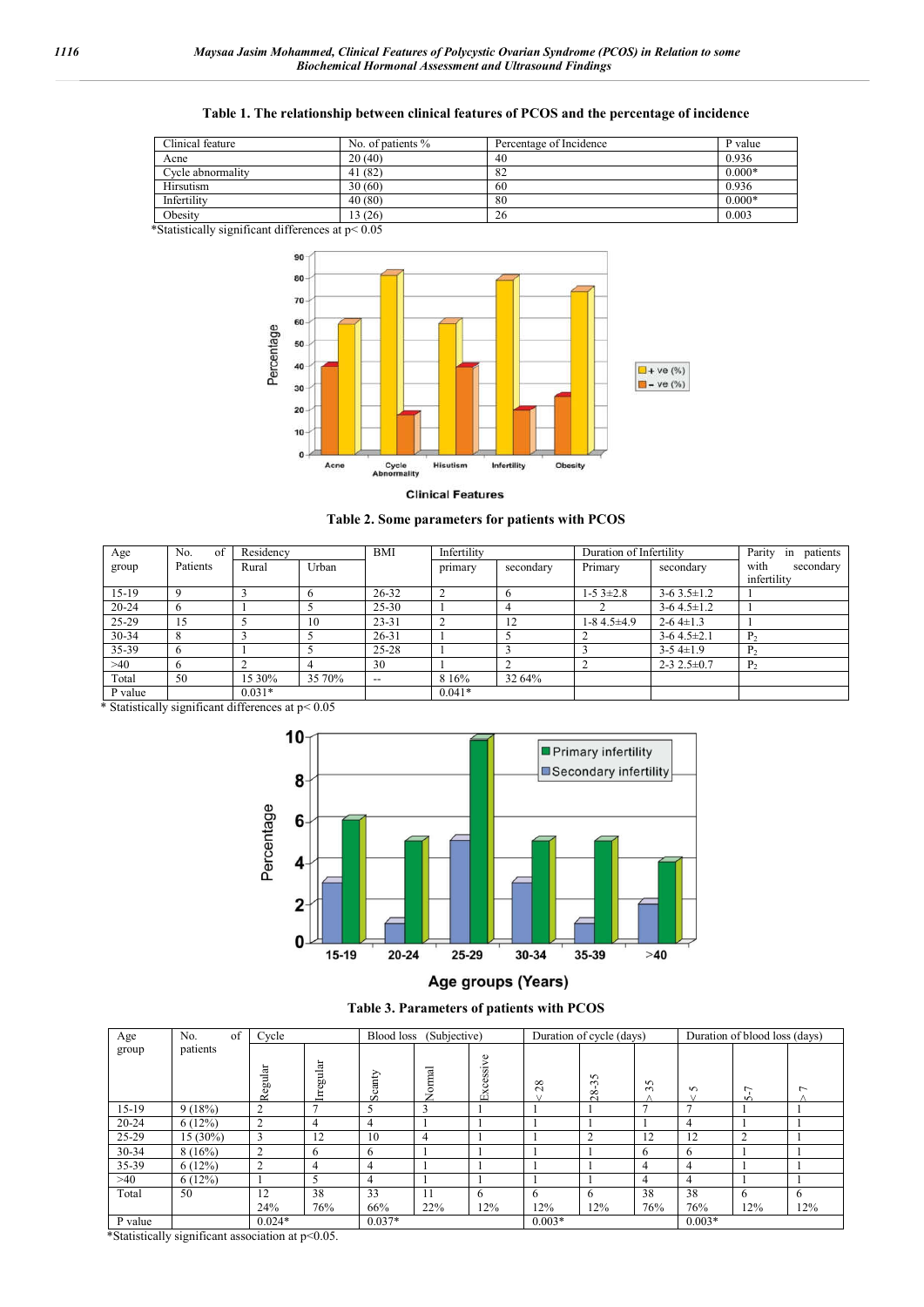### Table 1. The relationship between clinical features of PCOS and the percentage of incidence

| Clinical feature | No. of patients % | Percentage of Incidence | P value |
|---|---|---|---|
| Acne | 20 (40) | 40 | 0.936 |
| Cycle abnormality | 41 (82) | 82 | 0.000* |
| Hirsutism | 30 (60) | 60 | 0.936 |
| Infertility | 40 (80) | 80 | 0.000* |
| Obesity | 13 (26) | 26 | 0.003 |

*Statistically significant differences at p< 0.05

Percentage
90
80
70
60
50
40
30
20
10
0
Acne
Cycle Abnormality
Hisutism
Infertility
Obesity
+ ve (%)
- ve (%)
Clinical Features

### Table 2. Some parameters for patients with PCOS

| Age group | No. of Patients | Residency | | BMI | Infertility | | Duration of Infertility | | Parity in patients with secondary infertility |
|---|---|---|---|---|---|---|---|---|---|
| | | Rural | Urban | | primary | secondary | Primary | secondary | |
| 15-19 | 9 | 3 | 6 | 26-32 | 2 | 6 | 1-5 3±2.8 | 3-6 3.5±1.2 | 1 |
| 20-24 | 6 | 1 | 5 | 25-30 | 1 | 4 | 2 | 3-6 4.5±1.2 | 1 |
| 25-29 | 15 | 5 | 10 | 23-31 | 2 | 12 | 1-8 4.5±4.9 | 2-6 4±1.3 | 1 |
| 30-34 | 8 | 3 | 5 | 26-31 | 1 | 5 | 2 | 3-6 4.5±2.1 | $P_2$ |
| 35-39 | 6 | 1 | 5 | 25-28 | 1 | 3 | 3 | 3-5 4±1.9 | $P_2$ |
| >40 | 6 | 2 | 4 | 30 | 1 | 2 | 2 | 2-3 2.5±0.7 | $P_2$ |
| Total | 50 | 15 30% | 35 70% | -- | 8 16% | 32 64% | | | |
| P value | | 0.031* | | | 0.041* | | | | |

* Statistically significant differences at p< 0.05

Percentage
10
8
6
4
2
0
15-19
20-24
25-29
30-34
35-39
>40
Primary infertility
Secondary infertility
Age groups (Years)

### Table 3. Parameters of patients with PCOS

| Age group | No. of patients | Cycle | | Blood loss (Subjective) | | | Duration of cycle (days) | | | Duration of blood loss (days) | | |
|---|---|---|---|---|---|---|---|---|---|---|---|---|
| | | Regular | Irregular | Scanty | Normal | Excessive | < 28 | 28-35 | > 35 | < 5 | 5-7 | > 7 |
| 15-19 | 9 (18%) | 2 | 7 | 5 | 3 | 1 | 1 | 1 | 7 | 7 | 1 | 1 |
| 20-24 | 6 (12%) | 2 | 4 | 4 | 1 | 1 | 1 | 1 | 1 | 4 | 1 | 1 |
| 25-29 | 15 (30%) | 3 | 12 | 10 | 4 | 1 | 1 | 2 | 12 | 12 | 2 | 1 |
| 30-34 | 8 (16%) | 2 | 6 | 6 | 1 | 1 | 1 | 1 | 6 | 6 | 1 | 1 |
| 35-39 | 6 (12%) | 2 | 4 | 4 | 1 | 1 | 1 | 1 | 4 | 4 | 1 | 1 |
| >40 | 6 (12%) | 1 | 5 | 4 | 1 | 1 | 1 | 1 | 4 | 4 | 1 | 1 |
| Total | 50 | 12 24% | 38 76% | 33 66% | 11 22% | 6 12% | 6 12% | 6 12% | 38 76% | 38 76% | 6 12% | 6 12% |
| P value | | 0.024* | | 0.037* | | | 0.003* | | | 0.003* | | |

*Statistically significant association at p<0.05.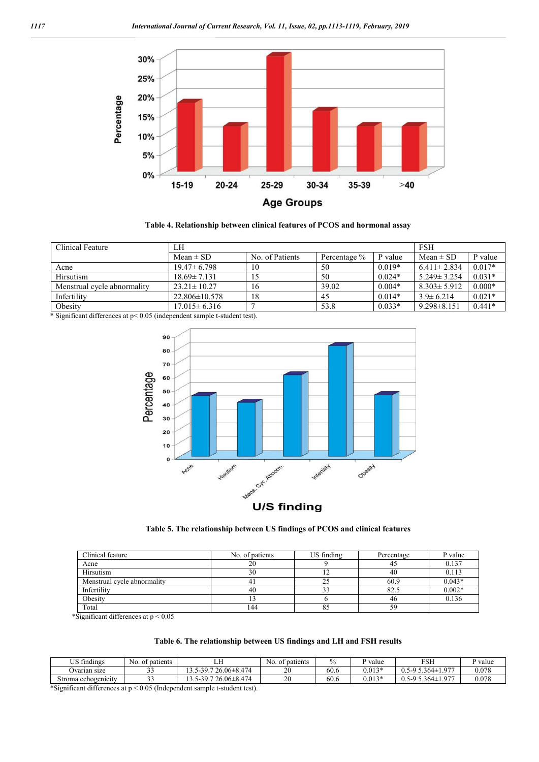**Table 4. Relationship between clinical features of PCOS and hormonal assay**

| Clinical Feature | LH | | | | FSH | |
|---|---|---|---|---|---|---|
| | Mean ± SD | No. of Patients | Percentage % | P value | Mean ± SD | P value |
| Acne | 19.47± 6.798 | 10 | 50 | 0.019* | 6.411± 2.834 | 0.017* |
| Hirsutism | 18.69± 7.131 | 15 | 50 | 0.024* | 5.249± 3.254 | 0.031* |
| Menstrual cycle abnormality | 23.21± 10.27 | 16 | 39.02 | 0.004* | 8.303± 5.912 | 0.000* |
| Infertility | 22.806±10.578 | 18 | 45 | 0.014* | 3.9± 6.214 | 0.021* |
| Obesity | 17.015± 6.316 | 7 | 53.8 | 0.033* | 9.298±8.151 | 0.441* |

* Significant differences at p< 0.05 (independent sample t-student test).

**Table 5. The relationship between US findings of PCOS and clinical features**

| Clinical feature | No. of patients | US finding | Percentage | P value |
|---|---|---|---|---|
| Acne | 20 | 9 | 45 | 0.137 |
| Hirsutism | 30 | 12 | 40 | 0.113 |
| Menstrual cycle abnormality | 41 | 25 | 60.9 | 0.043* |
| Infertility | 40 | 33 | 82.5 | 0.002* |
| Obesity | 13 | 6 | 46 | 0.136 |
| Total | 144 | 85 | 59 | |

*Significant differences at p < 0.05

**Table 6. The relationship between US findings and LH and FSH results**

| US findings | No. of patients | LH | No. of patients | % | P value | FSH | P value |
|---|---|---|---|---|---|---|---|
| Ovarian size | 33 | 13.5-39.7 26.06±8.474 | 20 | 60.6 | 0.013* | 0.5-9 5.364±1.977 | 0.078 |
| Stroma echogenicity | 33 | 13.5-39.7 26.06±8.474 | 20 | 60.6 | 0.013* | 0.5-9 5.364±1.977 | 0.078 |

*Significant differences at p < 0.05 (Independent sample t-student test).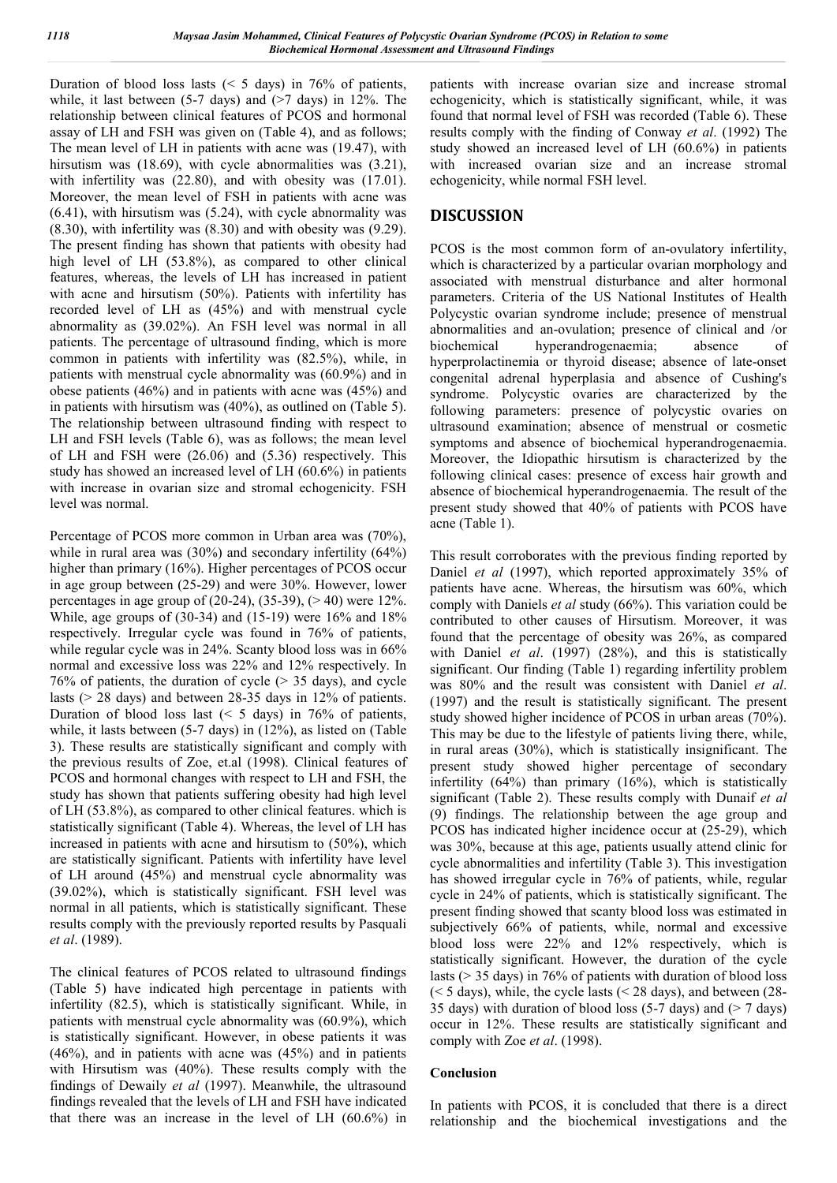Duration of blood loss lasts (< 5 days) in 76% of patients, while, it last between (5-7 days) and (>7 days) in 12%. The relationship between clinical features of PCOS and hormonal assay of LH and FSH was given on (Table 4), and as follows; The mean level of LH in patients with acne was (19.47), with hirsutism was (18.69), with cycle abnormalities was (3.21), with infertility was (22.80), and with obesity was (17.01). Moreover, the mean level of FSH in patients with acne was (6.41), with hirsutism was (5.24), with cycle abnormality was (8.30), with infertility was (8.30) and with obesity was (9.29). The present finding has shown that patients with obesity had high level of LH (53.8%), as compared to other clinical features, whereas, the levels of LH has increased in patient with acne and hirsutism (50%). Patients with infertility has recorded level of LH as (45%) and with menstrual cycle abnormality as (39.02%). An FSH level was normal in all patients. The percentage of ultrasound finding, which is more common in patients with infertility was (82.5%), while, in patients with menstrual cycle abnormality was (60.9%) and in obese patients (46%) and in patients with acne was (45%) and in patients with hirsutism was (40%), as outlined on (Table 5). The relationship between ultrasound finding with respect to LH and FSH levels (Table 6), was as follows; the mean level of LH and FSH were (26.06) and (5.36) respectively. This study has showed an increased level of LH (60.6%) in patients with increase in ovarian size and stromal echogenicity. FSH level was normal.

Percentage of PCOS more common in Urban area was (70%), while in rural area was (30%) and secondary infertility (64%) higher than primary (16%). Higher percentages of PCOS occur in age group between (25-29) and were 30%. However, lower percentages in age group of (20-24), (35-39), (> 40) were 12%. While, age groups of (30-34) and (15-19) were 16% and 18% respectively. Irregular cycle was found in 76% of patients, while regular cycle was in 24%. Scanty blood loss was in 66% normal and excessive loss was 22% and 12% respectively. In 76% of patients, the duration of cycle (> 35 days), and cycle lasts (> 28 days) and between 28-35 days in 12% of patients. Duration of blood loss last (< 5 days) in 76% of patients, while, it lasts between (5-7 days) in (12%), as listed on (Table 3). These results are statistically significant and comply with the previous results of Zoe, et.al (1998). Clinical features of PCOS and hormonal changes with respect to LH and FSH, the study has shown that patients suffering obesity had high level of LH (53.8%), as compared to other clinical features. which is statistically significant (Table 4). Whereas, the level of LH has increased in patients with acne and hirsutism to (50%), which are statistically significant. Patients with infertility have level of LH around (45%) and menstrual cycle abnormality was (39.02%), which is statistically significant. FSH level was normal in all patients, which is statistically significant. These results comply with the previously reported results by Pasquali *et al*. (1989).

The clinical features of PCOS related to ultrasound findings (Table 5) have indicated high percentage in patients with infertility (82.5), which is statistically significant. While, in patients with menstrual cycle abnormality was (60.9%), which is statistically significant. However, in obese patients it was (46%), and in patients with acne was (45%) and in patients with Hirsutism was (40%). These results comply with the findings of Dewaily *et al* (1997). Meanwhile, the ultrasound findings revealed that the levels of LH and FSH have indicated that there was an increase in the level of LH (60.6%) in patients with increase ovarian size and increase stromal echogenicity, which is statistically significant, while, it was found that normal level of FSH was recorded (Table 6). These results comply with the finding of Conway *et al*. (1992) The study showed an increased level of LH (60.6%) in patients with increased ovarian size and an increase stromal echogenicity, while normal FSH level.

## DISCUSSION

PCOS is the most common form of an-ovulatory infertility, which is characterized by a particular ovarian morphology and associated with menstrual disturbance and alter hormonal parameters. Criteria of the US National Institutes of Health Polycystic ovarian syndrome include; presence of menstrual abnormalities and an-ovulation; presence of clinical and /or biochemical hyperandrogenaemia; absence of hyperprolactinemia or thyroid disease; absence of late-onset congenital adrenal hyperplasia and absence of Cushing's syndrome. Polycystic ovaries are characterized by the following parameters: presence of polycystic ovaries on ultrasound examination; absence of menstrual or cosmetic symptoms and absence of biochemical hyperandrogenaemia. Moreover, the Idiopathic hirsutism is characterized by the following clinical cases: presence of excess hair growth and absence of biochemical hyperandrogenaemia. The result of the present study showed that 40% of patients with PCOS have acne (Table 1).

This result corroborates with the previous finding reported by Daniel *et al* (1997), which reported approximately 35% of patients have acne. Whereas, the hirsutism was 60%, which comply with Daniels *et al* study (66%). This variation could be contributed to other causes of Hirsutism. Moreover, it was found that the percentage of obesity was 26%, as compared with Daniel *et al*. (1997) (28%), and this is statistically significant. Our finding (Table 1) regarding infertility problem was 80% and the result was consistent with Daniel *et al*. (1997) and the result is statistically significant. The present study showed higher incidence of PCOS in urban areas (70%). This may be due to the lifestyle of patients living there, while, in rural areas (30%), which is statistically insignificant. The present study showed higher percentage of secondary infertility (64%) than primary (16%), which is statistically significant (Table 2). These results comply with Dunaif *et al* (9) findings. The relationship between the age group and PCOS has indicated higher incidence occur at (25-29), which was 30%, because at this age, patients usually attend clinic for cycle abnormalities and infertility (Table 3). This investigation has showed irregular cycle in 76% of patients, while, regular cycle in 24% of patients, which is statistically significant. The present finding showed that scanty blood loss was estimated in subjectively 66% of patients, while, normal and excessive blood loss were 22% and 12% respectively, which is statistically significant. However, the duration of the cycle lasts (> 35 days) in 76% of patients with duration of blood loss (< 5 days), while, the cycle lasts (< 28 days), and between (28-35 days) with duration of blood loss (5-7 days) and (> 7 days) occur in 12%. These results are statistically significant and comply with Zoe *et al*. (1998).

### Conclusion

In patients with PCOS, it is concluded that there is a direct relationship and the biochemical investigations and the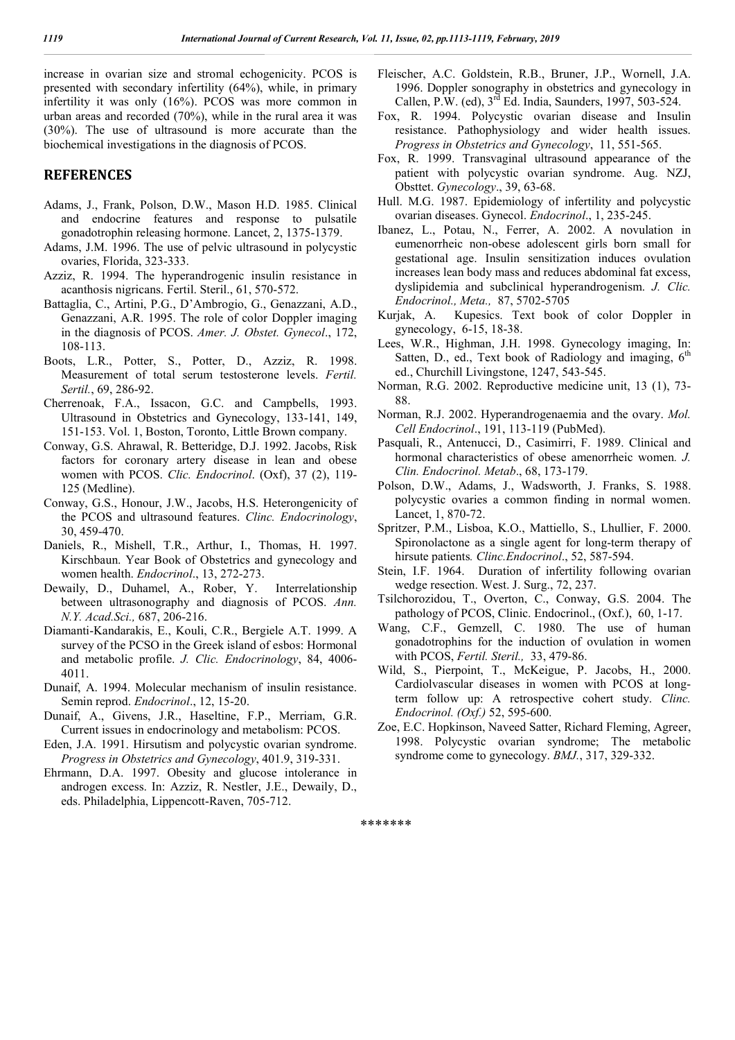increase in ovarian size and stromal echogenicity. PCOS is presented with secondary infertility (64%), while, in primary infertility it was only (16%). PCOS was more common in urban areas and recorded (70%), while in the rural area it was (30%). The use of ultrasound is more accurate than the biochemical investigations in the diagnosis of PCOS.

## REFERENCES

- Adams, J., Frank, Polson, D.W., Mason H.D. 1985. Clinical and endocrine features and response to pulsatile gonadotrophin releasing hormone. Lancet, 2, 1375-1379.
- Adams, J.M. 1996. The use of pelvic ultrasound in polycystic ovaries, Florida, 323-333.
- Azziz, R. 1994. The hyperandrogenic insulin resistance in acanthosis nigricans. Fertil. Steril., 61, 570-572.
- Battaglia, C., Artini, P.G., D'Ambrogio, G., Genazzani, A.D., Genazzani, A.R. 1995. The role of color Doppler imaging in the diagnosis of PCOS. *Amer. J. Obstet. Gynecol*., 172, 108-113.
- Boots, L.R., Potter, S., Potter, D., Azziz, R. 1998. Measurement of total serum testosterone levels. *Fertil. Sertil.*, 69, 286-92.
- Cherrenoak, F.A., Issacon, G.C. and Campbells, 1993. Ultrasound in Obstetrics and Gynecology, 133-141, 149, 151-153. Vol. 1, Boston, Toronto, Little Brown company.
- Conway, G.S. Ahrawal, R. Betteridge, D.J. 1992. Jacobs, Risk factors for coronary artery disease in lean and obese women with PCOS. *Clic. Endocrinol*. (Oxf), 37 (2), 119-125 (Medline).
- Conway, G.S., Honour, J.W., Jacobs, H.S. Heterongenicity of the PCOS and ultrasound features. *Clinc. Endocrinology*, 30, 459-470.
- Daniels, R., Mishell, T.R., Arthur, I., Thomas, H. 1997. Kirschbaun. Year Book of Obstetrics and gynecology and women health. *Endocrinol*., 13, 272-273.
- Dewaily, D., Duhamel, A., Rober, Y. Interrelationship between ultrasonography and diagnosis of PCOS. *Ann. N.Y. Acad.Sci.,* 687, 206-216.
- Diamanti-Kandarakis, E., Kouli, C.R., Bergiele A.T. 1999. A survey of the PCSO in the Greek island of esbos: Hormonal and metabolic profile. *J. Clic. Endocrinology*, 84, 4006-4011.
- Dunaif, A. 1994. Molecular mechanism of insulin resistance. Semin reprod. *Endocrinol*., 12, 15-20.
- Dunaif, A., Givens, J.R., Haseltine, F.P., Merriam, G.R. Current issues in endocrinology and metabolism: PCOS.
- Eden, J.A. 1991. Hirsutism and polycystic ovarian syndrome. *Progress in Obstetrics and Gynecology*, 401.9, 319-331.
- Ehrmann, D.A. 1997. Obesity and glucose intolerance in androgen excess. In: Azziz, R. Nestler, J.E., Dewaily, D., eds. Philadelphia, Lippencott-Raven, 705-712.
- Fleischer, A.C. Goldstein, R.B., Bruner, J.P., Wornell, J.A. 1996. Doppler sonography in obstetrics and gynecology in Callen, P.W. (ed), 3rd Ed. India, Saunders, 1997, 503-524.
- Fox, R. 1994. Polycystic ovarian disease and Insulin resistance. Pathophysiology and wider health issues. *Progress in Obstetrics and Gynecology*, 11, 551-565.
- Fox, R. 1999. Transvaginal ultrasound appearance of the patient with polycystic ovarian syndrome. Aug. NZJ, Obsttet. *Gynecology*., 39, 63-68.
- Hull. M.G. 1987. Epidemiology of infertility and polycystic ovarian diseases. Gynecol. *Endocrinol*., 1, 235-245.
- Ibanez, L., Potau, N., Ferrer, A. 2002. A novulation in eumenorrheic non-obese adolescent girls born small for gestational age. Insulin sensitization induces ovulation increases lean body mass and reduces abdominal fat excess, dyslipidemia and subclinical hyperandrogenism. *J. Clic. Endocrinol., Meta.,* 87, 5702-5705
- Kurjak, A. Kupesics. Text book of color Doppler in gynecology, 6-15, 18-38.
- Lees, W.R., Highman, J.H. 1998. Gynecology imaging, In: Satten, D., ed., Text book of Radiology and imaging, 6th ed., Churchill Livingstone, 1247, 543-545.
- Norman, R.G. 2002. Reproductive medicine unit, 13 (1), 73-88.
- Norman, R.J. 2002. Hyperandrogenaemia and the ovary. *Mol. Cell Endocrinol*., 191, 113-119 (PubMed).
- Pasquali, R., Antenucci, D., Casimirri, F. 1989. Clinical and hormonal characteristics of obese amenorrheic women*. J. Clin. Endocrinol. Metab*., 68, 173-179.
- Polson, D.W., Adams, J., Wadsworth, J. Franks, S. 1988. polycystic ovaries a common finding in normal women. Lancet, 1, 870-72.
- Spritzer, P.M., Lisboa, K.O., Mattiello, S., Lhullier, F. 2000. Spironolactone as a single agent for long-term therapy of hirsute patients*. Clinc.Endocrinol*., 52, 587-594.
- Stein, I.F. 1964. Duration of infertility following ovarian wedge resection. West. J. Surg., 72, 237.
- Tsilchorozidou, T., Overton, C., Conway, G.S. 2004. The pathology of PCOS, Clinic. Endocrinol., (Oxf.), 60, 1-17.
- Wang, C.F., Gemzell, C. 1980. The use of human gonadotrophins for the induction of ovulation in women with PCOS, *Fertil. Steril.,* 33, 479-86.
- Wild, S., Pierpoint, T., McKeigue, P. Jacobs, H., 2000. Cardiolvascular diseases in women with PCOS at long-term follow up: A retrospective cohert study. *Clinc. Endocrinol. (Oxf.)* 52, 595-600.
- Zoe, E.C. Hopkinson, Naveed Satter, Richard Fleming, Agreer, 1998. Polycystic ovarian syndrome; The metabolic syndrome come to gynecology. *BMJ.*, 317, 329-332.

*******